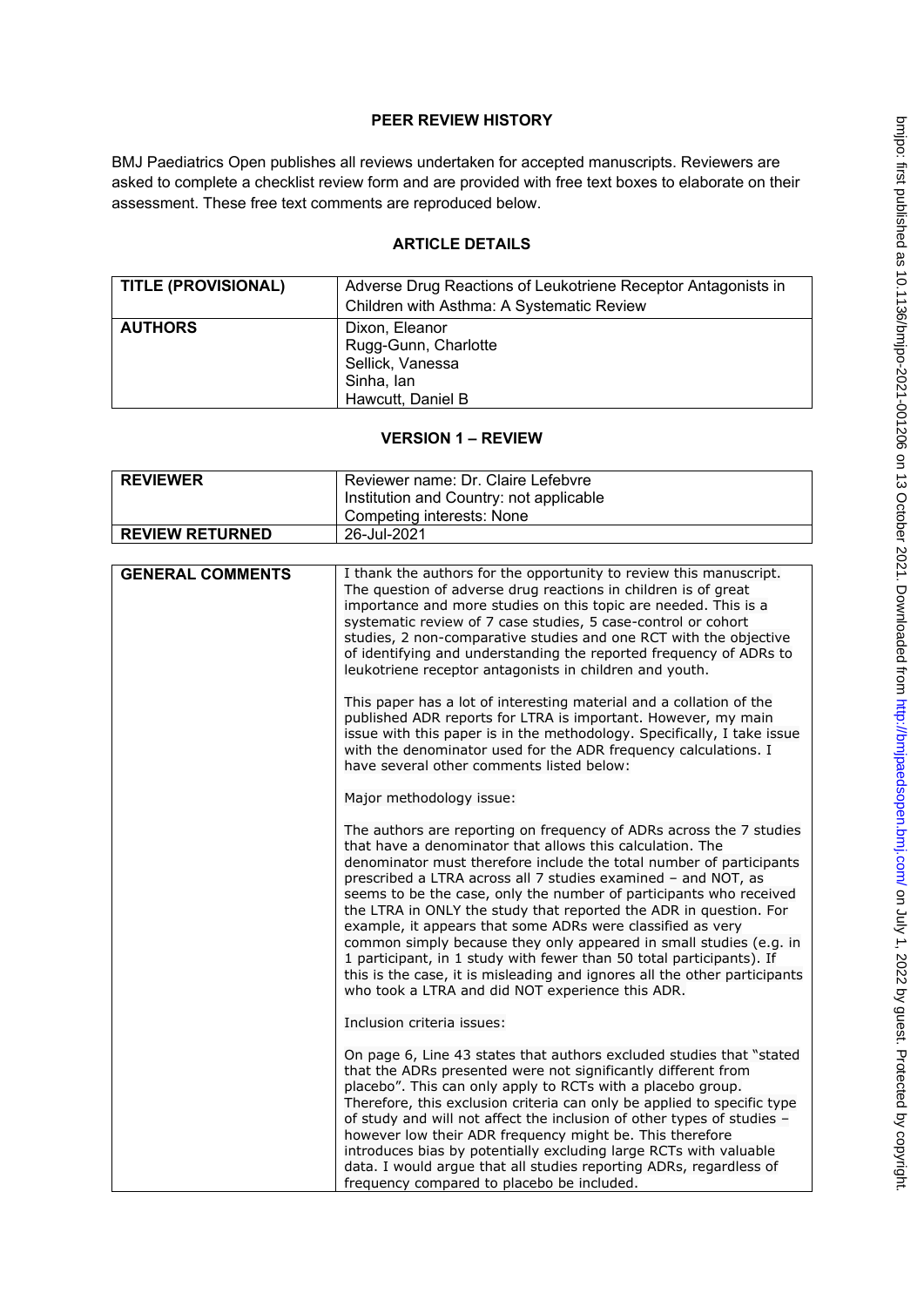**PEER REVIEW HISTORY**

BMJ Paediatrics Open publishes all reviews undertaken for accepted manuscripts. Reviewers are asked to complete a checklist review form and are provided with free text boxes to elaborate on their assessment. These free text comments are reproduced below.

**ARTICLE DETAILS**

| | |
|---|---|
| **TITLE (PROVISIONAL)** | Adverse Drug Reactions of Leukotriene Receptor Antagonists in Children with Asthma: A Systematic Review |
| **AUTHORS** | Dixon, Eleanor<br>Rugg-Gunn, Charlotte<br>Sellick, Vanessa<br>Sinha, Ian<br>Hawcutt, Daniel B |

**VERSION 1 – REVIEW**

| | |
|---|---|
| **REVIEWER** | Reviewer name: Dr. Claire Lefebvre<br>Institution and Country: not applicable<br>Competing interests: None |
| **REVIEW RETURNED** | 26-Jul-2021 |

| | |
|---|---|
| **GENERAL COMMENTS** | I thank the authors for the opportunity to review this manuscript. The question of adverse drug reactions in children is of great importance and more studies on this topic are needed. This is a systematic review of 7 case studies, 5 case-control or cohort studies, 2 non-comparative studies and one RCT with the objective of identifying and understanding the reported frequency of ADRs to leukotriene receptor antagonists in children and youth.<br><br>This paper has a lot of interesting material and a collation of the published ADR reports for LTRA is important. However, my main issue with this paper is in the methodology. Specifically, I take issue with the denominator used for the ADR frequency calculations. I have several other comments listed below:<br><br>Major methodology issue:<br><br>The authors are reporting on frequency of ADRs across the 7 studies that have a denominator that allows this calculation. The denominator must therefore include the total number of participants prescribed a LTRA across all 7 studies examined – and NOT, as seems to be the case, only the number of participants who received the LTRA in ONLY the study that reported the ADR in question. For example, it appears that some ADRs were classified as very common simply because they only appeared in small studies (e.g. in 1 participant, in 1 study with fewer than 50 total participants). If this is the case, it is misleading and ignores all the other participants who took a LTRA and did NOT experience this ADR.<br><br>Inclusion criteria issues:<br><br>On page 6, Line 43 states that authors excluded studies that "stated that the ADRs presented were not significantly different from placebo". This can only apply to RCTs with a placebo group. Therefore, this exclusion criteria can only be applied to specific type of study and will not affect the inclusion of other types of studies – however low their ADR frequency might be. This therefore introduces bias by potentially excluding large RCTs with valuable data. I would argue that all studies reporting ADRs, regardless of frequency compared to placebo be included. |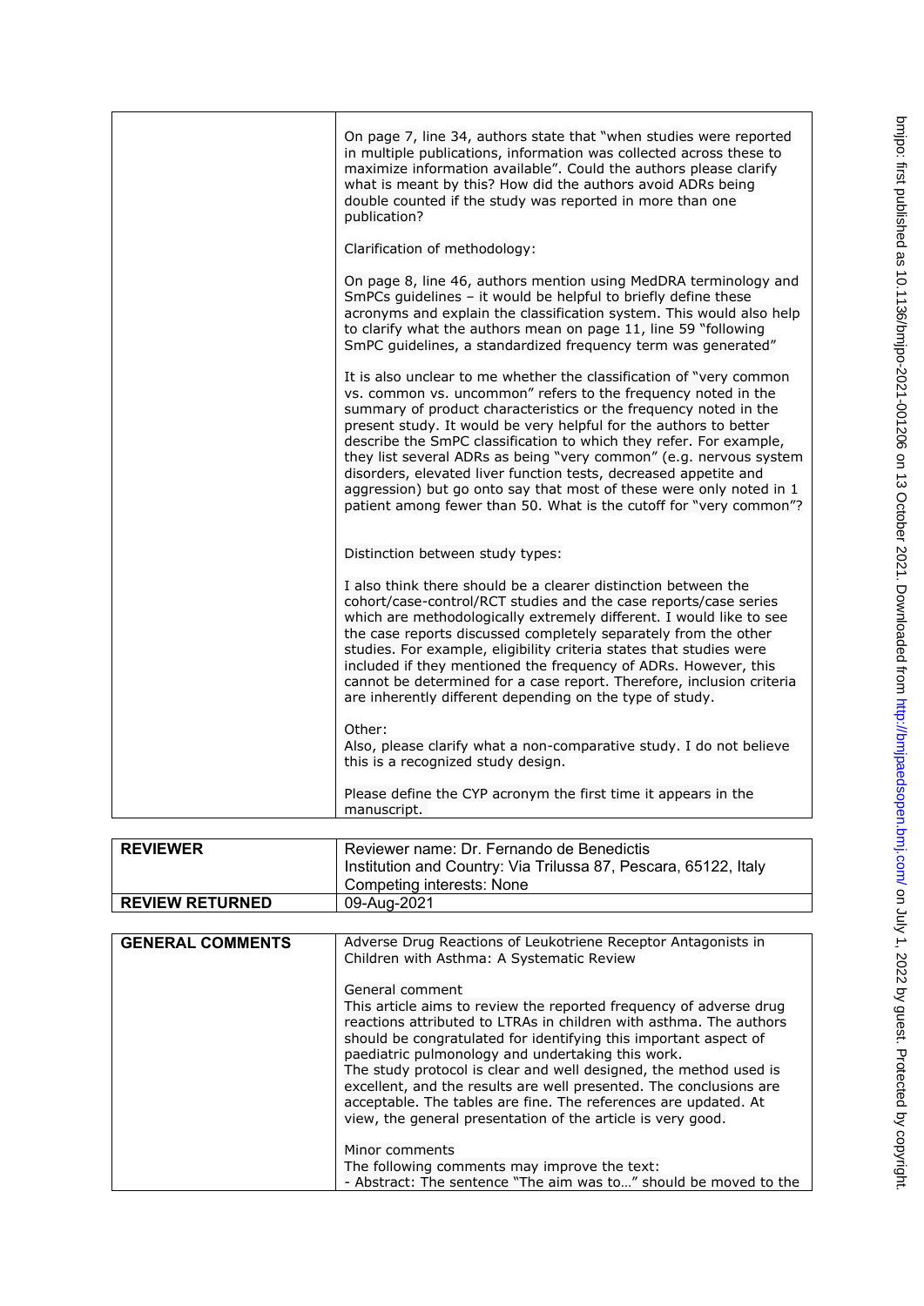| | |
|---|---|
| | On page 7, line 34, authors state that "when studies were reported in multiple publications, information was collected across these to maximize information available". Could the authors please clarify what is meant by this? How did the authors avoid ADRs being double counted if the study was reported in more than one publication?<br><br>Clarification of methodology:<br><br>On page 8, line 46, authors mention using MedDRA terminology and SmPCs guidelines – it would be helpful to briefly define these acronyms and explain the classification system. This would also help to clarify what the authors mean on page 11, line 59 "following SmPC guidelines, a standardized frequency term was generated"<br><br>It is also unclear to me whether the classification of "very common vs. common vs. uncommon" refers to the frequency noted in the summary of product characteristics or the frequency noted in the present study. It would be very helpful for the authors to better describe the SmPC classification to which they refer. For example, they list several ADRs as being "very common" (e.g. nervous system disorders, elevated liver function tests, decreased appetite and aggression) but go onto say that most of these were only noted in 1 patient among fewer than 50. What is the cutoff for "very common"?<br><br>Distinction between study types:<br><br>I also think there should be a clearer distinction between the cohort/case-control/RCT studies and the case reports/case series which are methodologically extremely different. I would like to see the case reports discussed completely separately from the other studies. For example, eligibility criteria states that studies were included if they mentioned the frequency of ADRs. However, this cannot be determined for a case report. Therefore, inclusion criteria are inherently different depending on the type of study.<br><br>Other:<br>Also, please clarify what a non-comparative study. I do not believe this is a recognized study design.<br><br>Please define the CYP acronym the first time it appears in the manuscript. |

| | |
|---|---|
| **REVIEWER** | Reviewer name: Dr. Fernando de Benedictis<br>Institution and Country: Via Trilussa 87, Pescara, 65122, Italy<br>Competing interests: None |
| **REVIEW RETURNED** | 09-Aug-2021 |

| | |
|---|---|
| **GENERAL COMMENTS** | Adverse Drug Reactions of Leukotriene Receptor Antagonists in Children with Asthma: A Systematic Review<br><br>General comment<br>This article aims to review the reported frequency of adverse drug reactions attributed to LTRAs in children with asthma. The authors should be congratulated for identifying this important aspect of paediatric pulmonology and undertaking this work.<br>The study protocol is clear and well designed, the method used is excellent, and the results are well presented. The conclusions are acceptable. The tables are fine. The references are updated. At view, the general presentation of the article is very good.<br><br>Minor comments<br>The following comments may improve the text:<br>- Abstract: The sentence "The aim was to…" should be moved to the |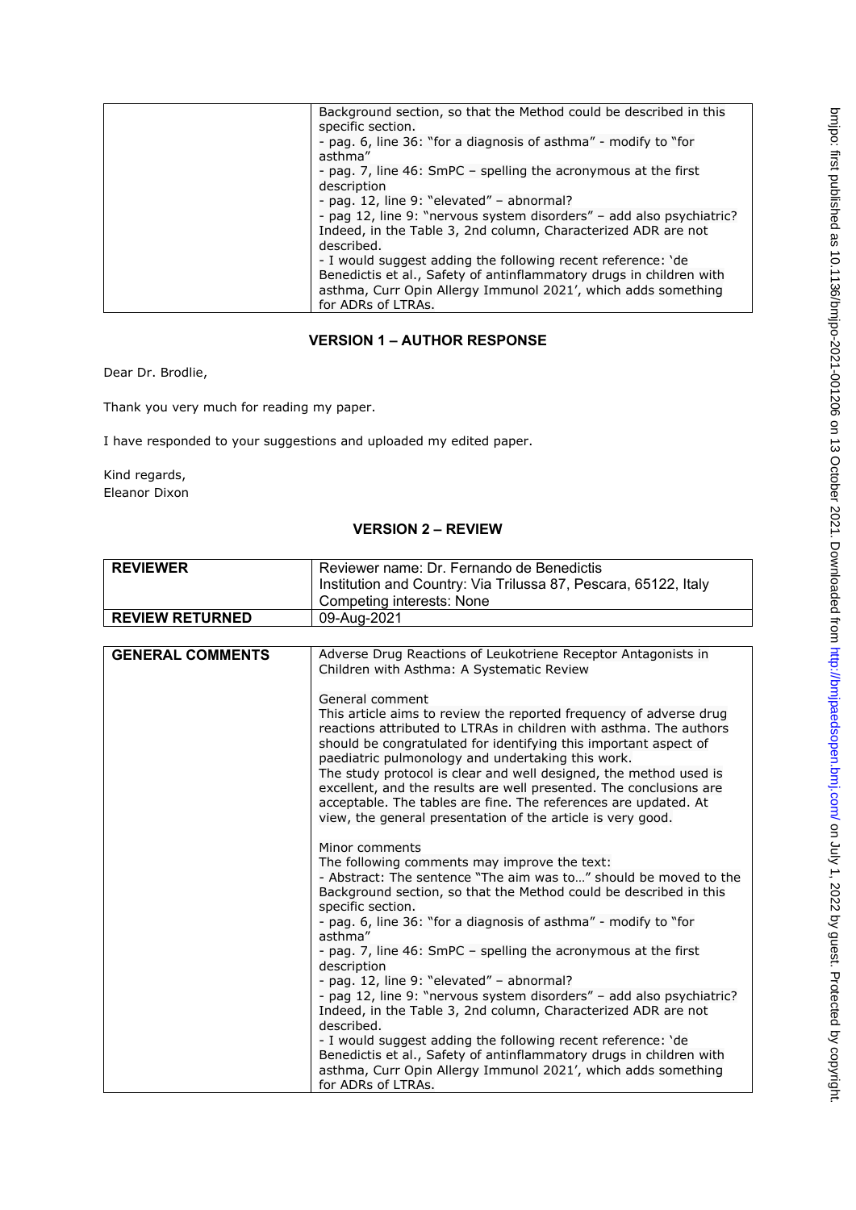| | |
|---|---|
| | Background section, so that the Method could be described in this specific section.<br>- pag. 6, line 36: "for a diagnosis of asthma" - modify to "for asthma"<br>- pag. 7, line 46: SmPC – spelling the acronymous at the first description<br>- pag. 12, line 9: "elevated" – abnormal?<br>- pag 12, line 9: "nervous system disorders" – add also psychiatric? Indeed, in the Table 3, 2nd column, Characterized ADR are not described.<br>- I would suggest adding the following recent reference: 'de Benedictis et al., Safety of antinflammatory drugs in children with asthma, Curr Opin Allergy Immunol 2021', which adds something for ADRs of LTRAs. |

## VERSION 1 – AUTHOR RESPONSE

Dear Dr. Brodlie,

Thank you very much for reading my paper.

I have responded to your suggestions and uploaded my edited paper.

Kind regards,
Eleanor Dixon

## VERSION 2 – REVIEW

| **REVIEWER** | Reviewer name: Dr. Fernando de Benedictis<br>Institution and Country: Via Trilussa 87, Pescara, 65122, Italy<br>Competing interests: None |
|---|---|
| **REVIEW RETURNED** | 09-Aug-2021 |

| **GENERAL COMMENTS** | Adverse Drug Reactions of Leukotriene Receptor Antagonists in Children with Asthma: A Systematic Review<br><br>General comment<br>This article aims to review the reported frequency of adverse drug reactions attributed to LTRAs in children with asthma. The authors should be congratulated for identifying this important aspect of paediatric pulmonology and undertaking this work.<br>The study protocol is clear and well designed, the method used is excellent, and the results are well presented. The conclusions are acceptable. The tables are fine. The references are updated. At view, the general presentation of the article is very good.<br><br>Minor comments<br>The following comments may improve the text:<br>- Abstract: The sentence "The aim was to…" should be moved to the Background section, so that the Method could be described in this specific section.<br>- pag. 6, line 36: "for a diagnosis of asthma" - modify to "for asthma"<br>- pag. 7, line 46: SmPC – spelling the acronymous at the first description<br>- pag. 12, line 9: "elevated" – abnormal?<br>- pag 12, line 9: "nervous system disorders" – add also psychiatric? Indeed, in the Table 3, 2nd column, Characterized ADR are not described.<br>- I would suggest adding the following recent reference: 'de Benedictis et al., Safety of antinflammatory drugs in children with asthma, Curr Opin Allergy Immunol 2021', which adds something for ADRs of LTRAs. |
|---|---|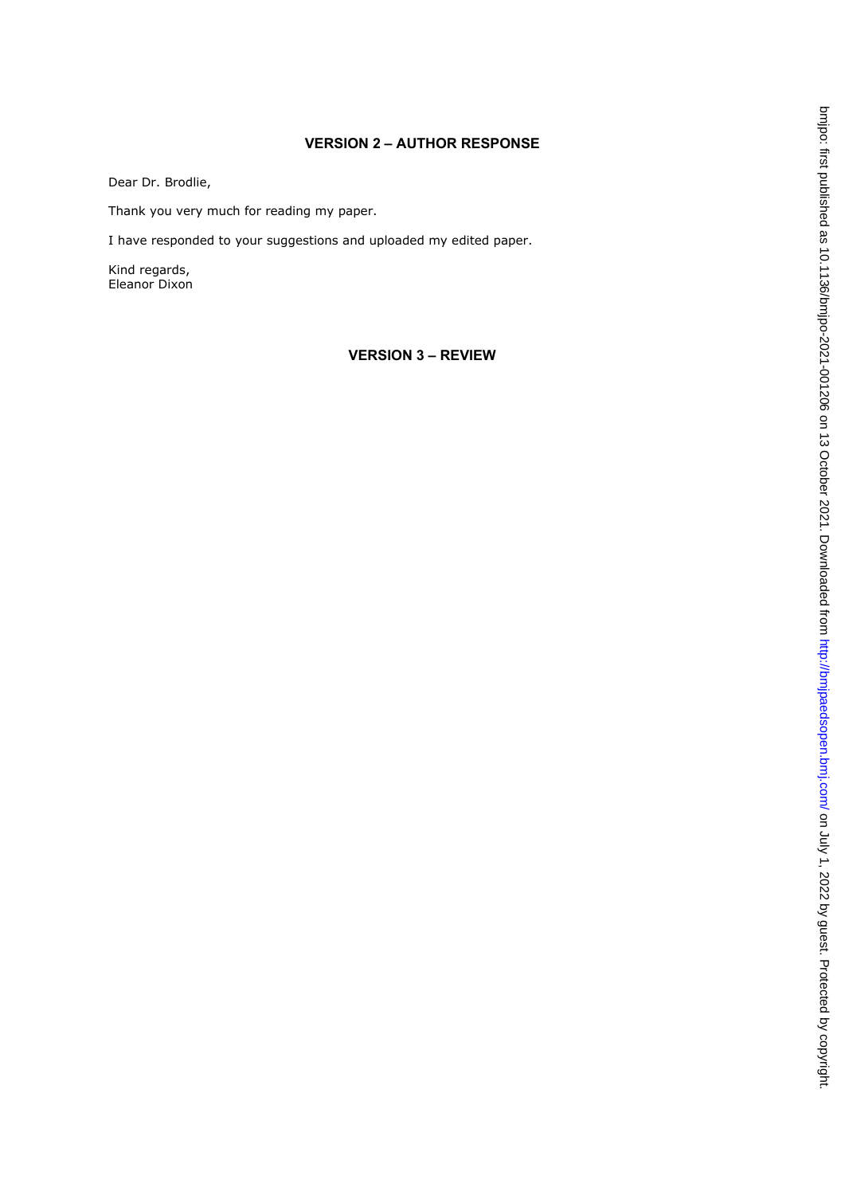## VERSION 2 – AUTHOR RESPONSE

Dear Dr. Brodlie,

Thank you very much for reading my paper.

I have responded to your suggestions and uploaded my edited paper.

Kind regards,
Eleanor Dixon

## VERSION 3 – REVIEW